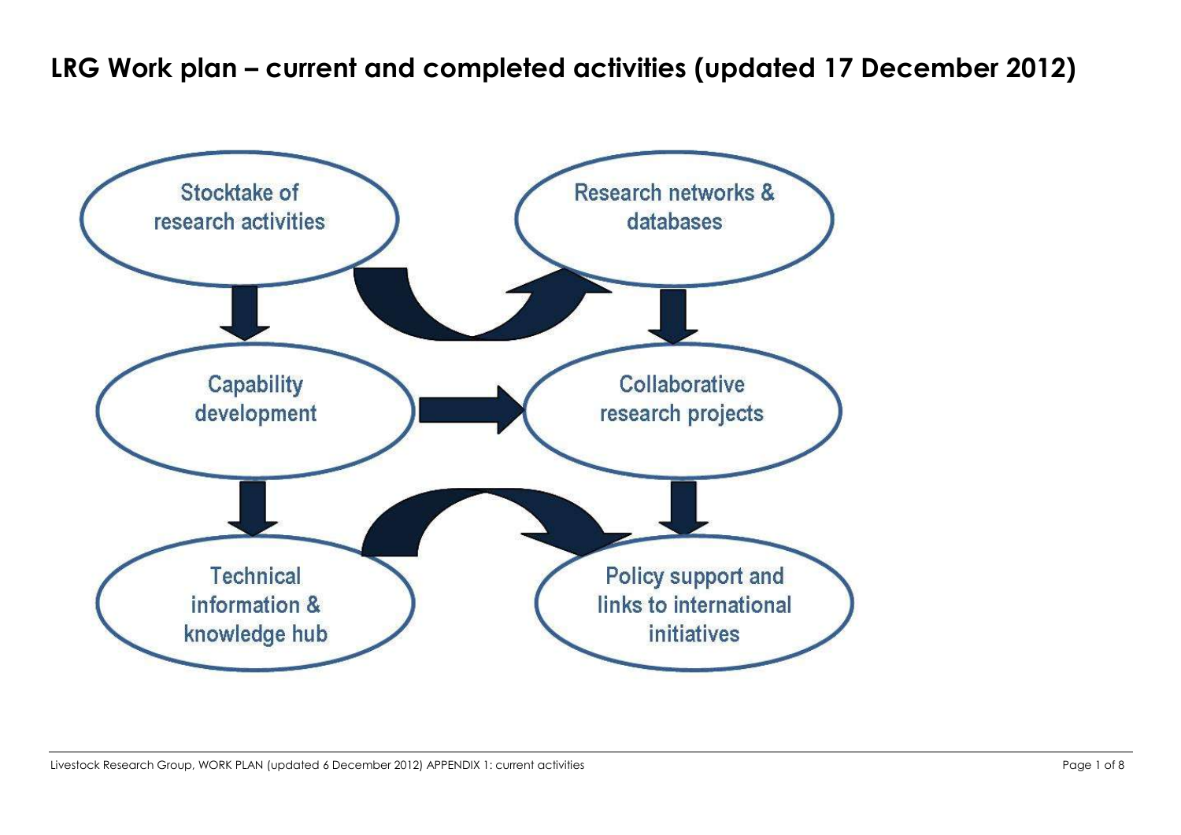# LRG Work plan – current and completed activities (updated 17 December 2012)

Stocktake of research activities

Research networks & databases

Capability development

Collaborative research projects

Technical information & knowledge hub

Policy support and links to international initiatives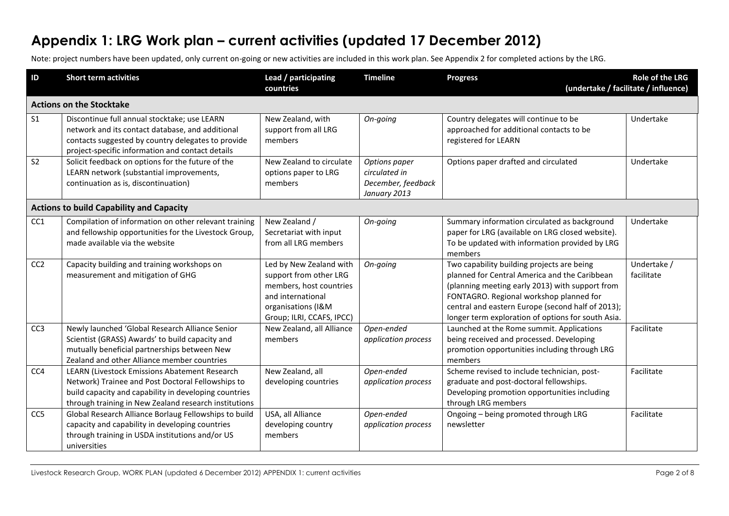# Appendix 1: LRG Work plan – current activities (updated 17 December 2012)

Note: project numbers have been updated, only current on-going or new activities are included in this work plan. See Appendix 2 for completed actions by the LRG.

| ID | Short term activities | Lead / participating countries | Timeline | Progress | Role of the LRG (undertake / facilitate / influence) |
|---|---|---|---|---|---|
| **Actions on the Stocktake** | | | | | |
| S1 | Discontinue full annual stocktake; use LEARN network and its contact database, and additional contacts suggested by country delegates to provide project-specific information and contact details | New Zealand, with support from all LRG members | *On-going* | Country delegates will continue to be approached for additional contacts to be registered for LEARN | Undertake |
| S2 | Solicit feedback on options for the future of the LEARN network (substantial improvements, continuation as is, discontinuation) | New Zealand to circulate options paper to LRG members | *Options paper circulated in December, feedback January 2013* | Options paper drafted and circulated | Undertake |
| **Actions to build Capability and Capacity** | | | | | |
| CC1 | Compilation of information on other relevant training and fellowship opportunities for the Livestock Group, made available via the website | New Zealand / Secretariat with input from all LRG members | *On-going* | Summary information circulated as background paper for LRG (available on LRG closed website). To be updated with information provided by LRG members | Undertake |
| CC2 | Capacity building and training workshops on measurement and mitigation of GHG | Led by New Zealand with support from other LRG members, host countries and international organisations (I&M Group; ILRI, CCAFS, IPCC) | *On-going* | Two capability building projects are being planned for Central America and the Caribbean (planning meeting early 2013) with support from FONTAGRO. Regional workshop planned for central and eastern Europe (second half of 2013); longer term exploration of options for south Asia. | Undertake / facilitate |
| CC3 | Newly launched 'Global Research Alliance Senior Scientist (GRASS) Awards' to build capacity and mutually beneficial partnerships between New Zealand and other Alliance member countries | New Zealand, all Alliance members | *Open-ended application process* | Launched at the Rome summit. Applications being received and processed. Developing promotion opportunities including through LRG members | Facilitate |
| CC4 | LEARN (Livestock Emissions Abatement Research Network) Trainee and Post Doctoral Fellowships to build capacity and capability in developing countries through training in New Zealand research institutions | New Zealand, all developing countries | *Open-ended application process* | Scheme revised to include technician, post-graduate and post-doctoral fellowships. Developing promotion opportunities including through LRG members | Facilitate |
| CC5 | Global Research Alliance Borlaug Fellowships to build capacity and capability in developing countries through training in USDA institutions and/or US universities | USA, all Alliance developing country members | *Open-ended application process* | Ongoing – being promoted through LRG newsletter | Facilitate |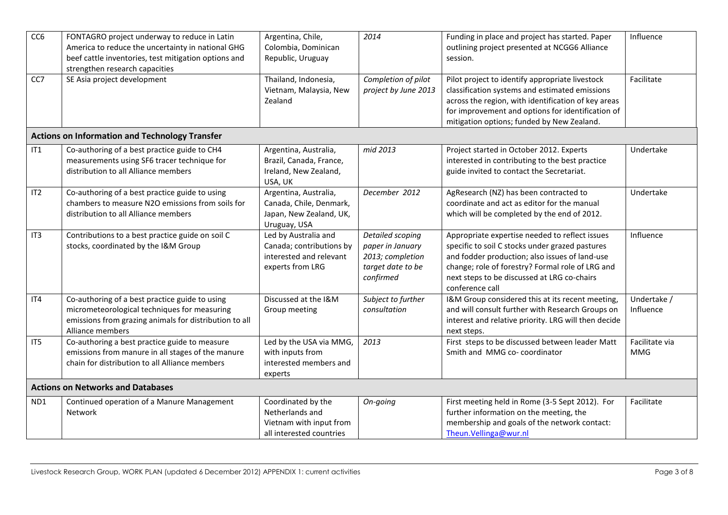| | | | | | |
|---|---|---|---|---|---|
| CC6 | FONTAGRO project underway to reduce in Latin America to reduce the uncertainty in national GHG beef cattle inventories, test mitigation options and strengthen research capacities | Argentina, Chile, Colombia, Dominican Republic, Uruguay | *2014* | Funding in place and project has started. Paper outlining project presented at NCGG6 Alliance session. | Influence |
| CC7 | SE Asia project development | Thailand, Indonesia, Vietnam, Malaysia, New Zealand | *Completion of pilot project by June 2013* | Pilot project to identify appropriate livestock classification systems and estimated emissions across the region, with identification of key areas for improvement and options for identification of mitigation options; funded by New Zealand. | Facilitate |
| **Actions on Information and Technology Transfer** | | | | | |
| IT1 | Co-authoring of a best practice guide to $CH_4$ measurements using $SF_6$ tracer technique for distribution to all Alliance members | Argentina, Australia, Brazil, Canada, France, Ireland, New Zealand, USA, UK | *mid 2013* | Project started in October 2012. Experts interested in contributing to the best practice guide invited to contact the Secretariat. | Undertake |
| IT2 | Co-authoring of a best practice guide to using chambers to measure $N_2O$ emissions from soils for distribution to all Alliance members | Argentina, Australia, Canada, Chile, Denmark, Japan, New Zealand, UK, Uruguay, USA | *December 2012* | AgResearch (NZ) has been contracted to coordinate and act as editor for the manual which will be completed by the end of 2012. | Undertake |
| IT3 | Contributions to a best practice guide on soil C stocks, coordinated by the I&M Group | Led by Australia and Canada; contributions by interested and relevant experts from LRG | *Detailed scoping paper in January 2013; completion target date to be confirmed* | Appropriate expertise needed to reflect issues specific to soil C stocks under grazed pastures and fodder production; also issues of land-use change; role of forestry? Formal role of LRG and next steps to be discussed at LRG co-chairs conference call | Influence |
| IT4 | Co-authoring of a best practice guide to using micrometeorological techniques for measuring emissions from grazing animals for distribution to all Alliance members | Discussed at the I&M Group meeting | *Subject to further consultation* | I&M Group considered this at its recent meeting, and will consult further with Research Groups on interest and relative priority. LRG will then decide next steps. | Undertake / Influence |
| IT5 | Co-authoring a best practice guide to measure emissions from manure in all stages of the manure chain for distribution to all Alliance members | Led by the USA via MMG, with inputs from interested members and experts | *2013* | First steps to be discussed between leader Matt Smith and MMG co- coordinator | Facilitate via MMG |
| **Actions on Networks and Databases** | | | | | |
| ND1 | Continued operation of a Manure Management Network | Coordinated by the Netherlands and Vietnam with input from all interested countries | *On-going* | First meeting held in Rome (3-5 Sept 2012). For further information on the meeting, the membership and goals of the network contact: Theun.Vellinga@wur.nl | Facilitate |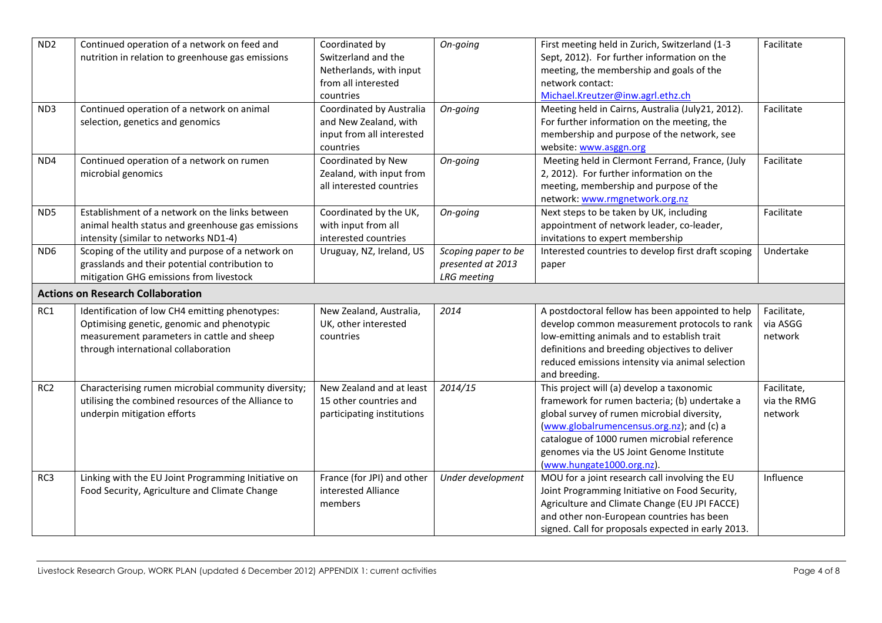| | | | | | |
|---|---|---|---|---|---|
| ND2 | Continued operation of a network on feed and nutrition in relation to greenhouse gas emissions | Coordinated by Switzerland and the Netherlands, with input from all interested countries | *On-going* | First meeting held in Zurich, Switzerland (1-3 Sept, 2012). For further information on the meeting, the membership and goals of the network contact: Michael.Kreutzer@inw.agrl.ethz.ch | Facilitate |
| ND3 | Continued operation of a network on animal selection, genetics and genomics | Coordinated by Australia and New Zealand, with input from all interested countries | *On-going* | Meeting held in Cairns, Australia (July21, 2012). For further information on the meeting, the membership and purpose of the network, see website: www.asggn.org | Facilitate |
| ND4 | Continued operation of a network on rumen microbial genomics | Coordinated by New Zealand, with input from all interested countries | *On-going* | Meeting held in Clermont Ferrand, France, (July 2, 2012). For further information on the meeting, membership and purpose of the network: www.rmgnetwork.org.nz | Facilitate |
| ND5 | Establishment of a network on the links between animal health status and greenhouse gas emissions intensity (similar to networks ND1-4) | Coordinated by the UK, with input from all interested countries | *On-going* | Next steps to be taken by UK, including appointment of network leader, co-leader, invitations to expert membership | Facilitate |
| ND6 | Scoping of the utility and purpose of a network on grasslands and their potential contribution to mitigation GHG emissions from livestock | Uruguay, NZ, Ireland, US | *Scoping paper to be presented at 2013 LRG meeting* | Interested countries to develop first draft scoping paper | Undertake |
| **Actions on Research Collaboration** | | | | | |
| RC1 | Identification of low CH4 emitting phenotypes: Optimising genetic, genomic and phenotypic measurement parameters in cattle and sheep through international collaboration | New Zealand, Australia, UK, other interested countries | *2014* | A postdoctoral fellow has been appointed to help develop common measurement protocols to rank low-emitting animals and to establish trait definitions and breeding objectives to deliver reduced emissions intensity via animal selection and breeding. | Facilitate, via ASGG network |
| RC2 | Characterising rumen microbial community diversity; utilising the combined resources of the Alliance to underpin mitigation efforts | New Zealand and at least 15 other countries and participating institutions | *2014/15* | This project will (a) develop a taxonomic framework for rumen bacteria; (b) undertake a global survey of rumen microbial diversity, (www.globalrumencensus.org.nz); and (c) a catalogue of 1000 rumen microbial reference genomes via the US Joint Genome Institute (www.hungate1000.org.nz). | Facilitate, via the RMG network |
| RC3 | Linking with the EU Joint Programming Initiative on Food Security, Agriculture and Climate Change | France (for JPI) and other interested Alliance members | *Under development* | MOU for a joint research call involving the EU Joint Programming Initiative on Food Security, Agriculture and Climate Change (EU JPI FACCE) and other non-European countries has been signed. Call for proposals expected in early 2013. | Influence |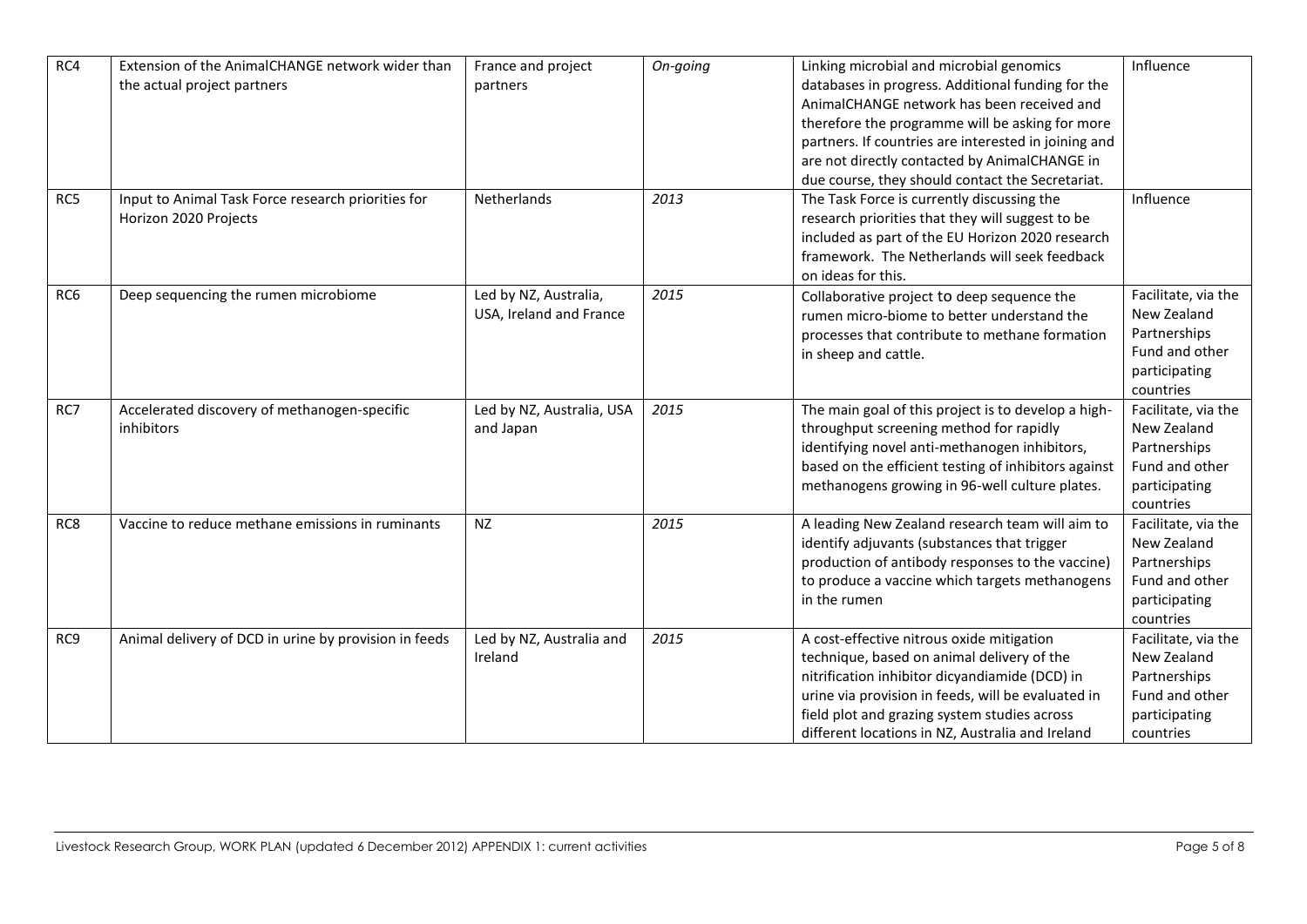| RC4 | Extension of the AnimalCHANGE network wider than the actual project partners | France and project partners | *On-going* | Linking microbial and microbial genomics databases in progress. Additional funding for the AnimalCHANGE network has been received and therefore the programme will be asking for more partners. If countries are interested in joining and are not directly contacted by AnimalCHANGE in due course, they should contact the Secretariat. | Influence |
|---|---|---|---|---|---|
| RC5 | Input to Animal Task Force research priorities for Horizon 2020 Projects | Netherlands | *2013* | The Task Force is currently discussing the research priorities that they will suggest to be included as part of the EU Horizon 2020 research framework. The Netherlands will seek feedback on ideas for this. | Influence |
| RC6 | Deep sequencing the rumen microbiome | Led by NZ, Australia, USA, Ireland and France | *2015* | Collaborative project to deep sequence the rumen micro-biome to better understand the processes that contribute to methane formation in sheep and cattle. | Facilitate, via the New Zealand Partnerships Fund and other participating countries |
| RC7 | Accelerated discovery of methanogen-specific inhibitors | Led by NZ, Australia, USA and Japan | *2015* | The main goal of this project is to develop a high-throughput screening method for rapidly identifying novel anti-methanogen inhibitors, based on the efficient testing of inhibitors against methanogens growing in 96-well culture plates. | Facilitate, via the New Zealand Partnerships Fund and other participating countries |
| RC8 | Vaccine to reduce methane emissions in ruminants | NZ | *2015* | A leading New Zealand research team will aim to identify adjuvants (substances that trigger production of antibody responses to the vaccine) to produce a vaccine which targets methanogens in the rumen | Facilitate, via the New Zealand Partnerships Fund and other participating countries |
| RC9 | Animal delivery of DCD in urine by provision in feeds | Led by NZ, Australia and Ireland | *2015* | A cost-effective nitrous oxide mitigation technique, based on animal delivery of the nitrification inhibitor dicyandiamide (DCD) in urine via provision in feeds, will be evaluated in field plot and grazing system studies across different locations in NZ, Australia and Ireland | Facilitate, via the New Zealand Partnerships Fund and other participating countries |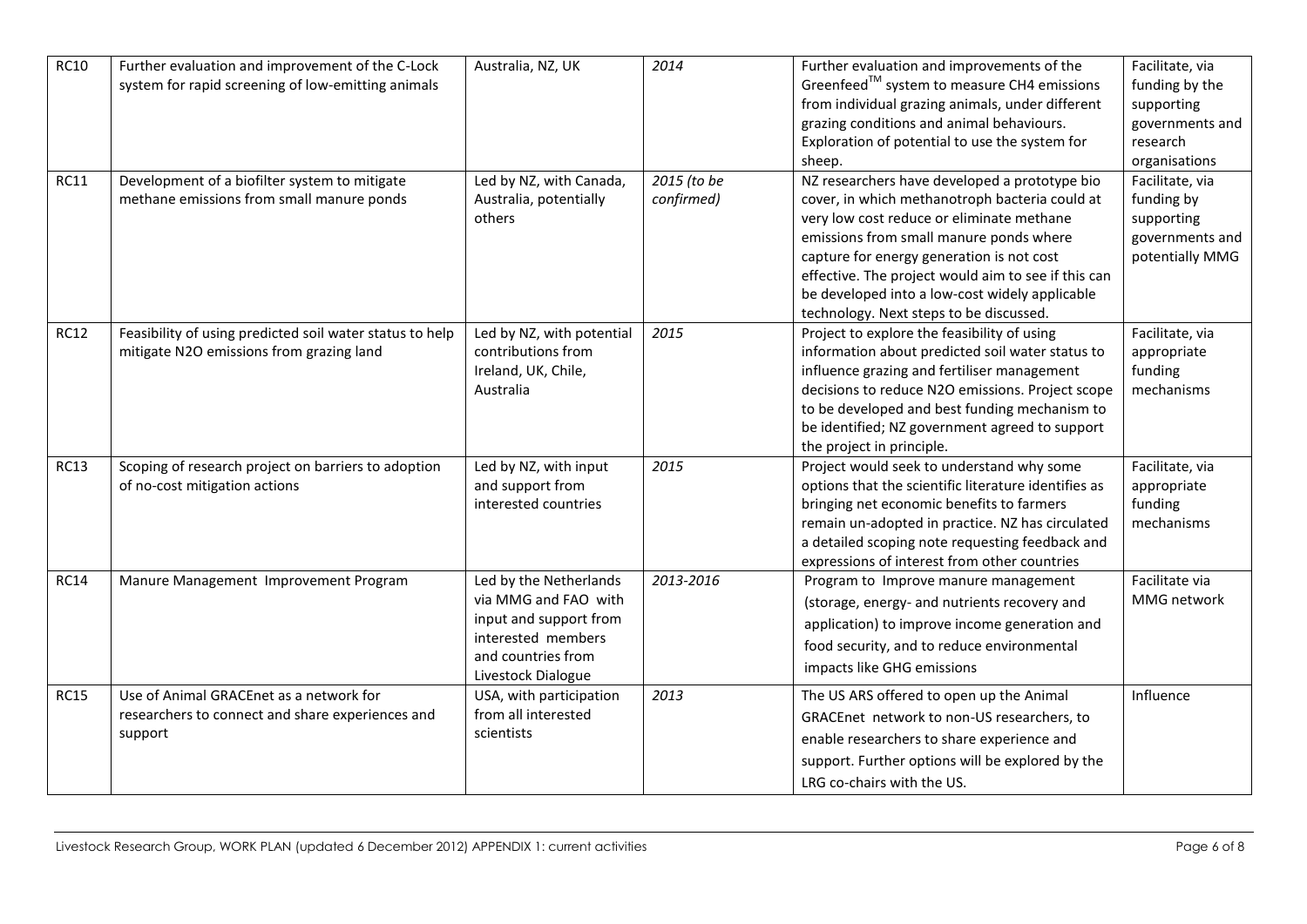| RC10 | Further evaluation and improvement of the C-Lock system for rapid screening of low-emitting animals | Australia, NZ, UK | *2014* | Further evaluation and improvements of the Greenfeed™ system to measure CH4 emissions from individual grazing animals, under different grazing conditions and animal behaviours. Exploration of potential to use the system for sheep. | Facilitate, via funding by the supporting governments and research organisations |
|---|---|---|---|---|---|
| RC11 | Development of a biofilter system to mitigate methane emissions from small manure ponds | Led by NZ, with Canada, Australia, potentially others | *2015 (to be confirmed)* | NZ researchers have developed a prototype bio cover, in which methanotroph bacteria could at very low cost reduce or eliminate methane emissions from small manure ponds where capture for energy generation is not cost effective. The project would aim to see if this can be developed into a low-cost widely applicable technology. Next steps to be discussed. | Facilitate, via funding by supporting governments and potentially MMG |
| RC12 | Feasibility of using predicted soil water status to help mitigate N2O emissions from grazing land | Led by NZ, with potential contributions from Ireland, UK, Chile, Australia | *2015* | Project to explore the feasibility of using information about predicted soil water status to influence grazing and fertiliser management decisions to reduce N2O emissions. Project scope to be developed and best funding mechanism to be identified; NZ government agreed to support the project in principle. | Facilitate, via appropriate funding mechanisms |
| RC13 | Scoping of research project on barriers to adoption of no-cost mitigation actions | Led by NZ, with input and support from interested countries | *2015* | Project would seek to understand why some options that the scientific literature identifies as bringing net economic benefits to farmers remain un-adopted in practice. NZ has circulated a detailed scoping note requesting feedback and expressions of interest from other countries | Facilitate, via appropriate funding mechanisms |
| RC14 | Manure Management Improvement Program | Led by the Netherlands via MMG and FAO with input and support from interested members and countries from Livestock Dialogue | *2013-2016* | Program to Improve manure management (storage, energy- and nutrients recovery and application) to improve income generation and food security, and to reduce environmental impacts like GHG emissions | Facilitate via MMG network |
| RC15 | Use of Animal GRACEnet as a network for researchers to connect and share experiences and support | USA, with participation from all interested scientists | *2013* | The US ARS offered to open up the Animal GRACEnet network to non-US researchers, to enable researchers to share experience and support. Further options will be explored by the LRG co-chairs with the US. | Influence |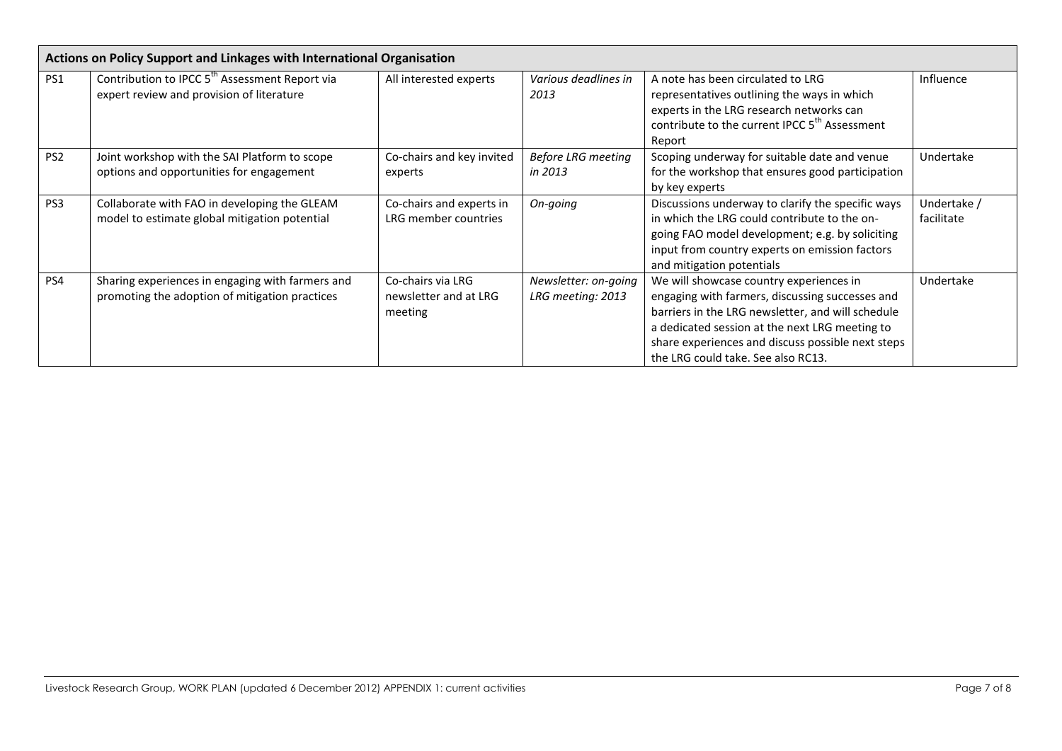| **Actions on Policy Support and Linkages with International Organisation** | | | | | |
|---|---|---|---|---|---|
| PS1 | Contribution to IPCC 5th Assessment Report via expert review and provision of literature | All interested experts | *Various deadlines in 2013* | A note has been circulated to LRG representatives outlining the ways in which experts in the LRG research networks can contribute to the current IPCC 5th Assessment Report | Influence |
| PS2 | Joint workshop with the SAI Platform to scope options and opportunities for engagement | Co-chairs and key invited experts | *Before LRG meeting in 2013* | Scoping underway for suitable date and venue for the workshop that ensures good participation by key experts | Undertake |
| PS3 | Collaborate with FAO in developing the GLEAM model to estimate global mitigation potential | Co-chairs and experts in LRG member countries | *On-going* | Discussions underway to clarify the specific ways in which the LRG could contribute to the on-going FAO model development; e.g. by soliciting input from country experts on emission factors and mitigation potentials | Undertake / facilitate |
| PS4 | Sharing experiences in engaging with farmers and promoting the adoption of mitigation practices | Co-chairs via LRG newsletter and at LRG meeting | *Newsletter: on-going LRG meeting: 2013* | We will showcase country experiences in engaging with farmers, discussing successes and barriers in the LRG newsletter, and will schedule a dedicated session at the next LRG meeting to share experiences and discuss possible next steps the LRG could take. See also RC13. | Undertake |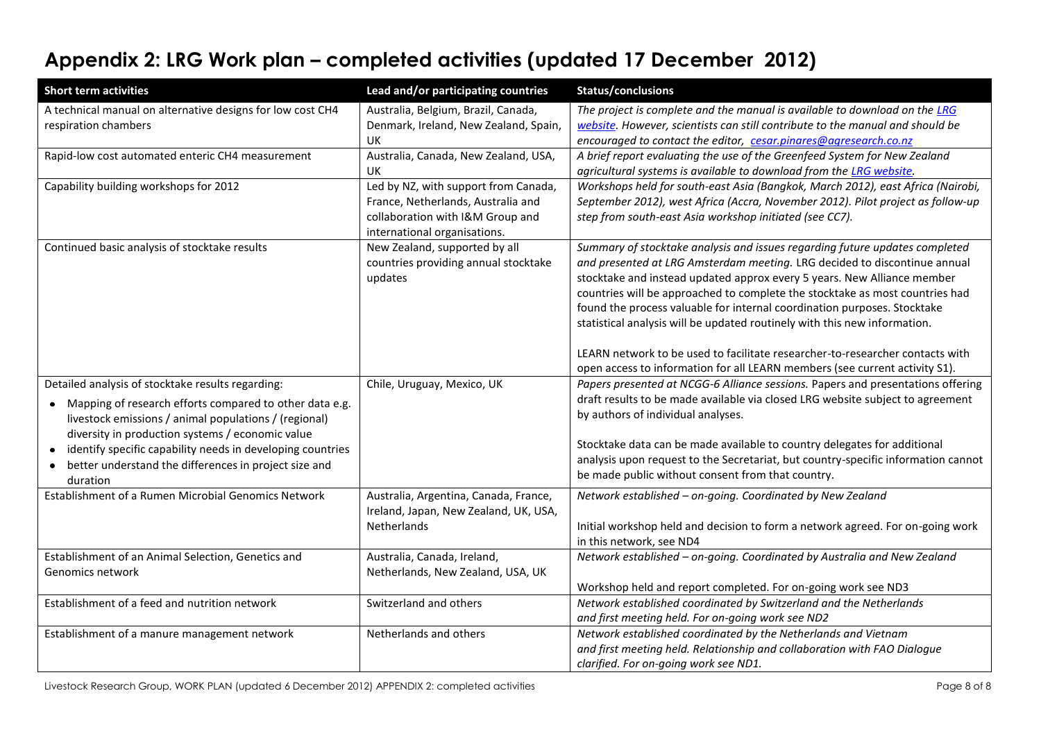## Appendix 2: LRG Work plan – completed activities (updated 17 December 2012)

| Short term activities | Lead and/or participating countries | Status/conclusions |
|---|---|---|
| A technical manual on alternative designs for low cost $CH_4$ respiration chambers | Australia, Belgium, Brazil, Canada, Denmark, Ireland, New Zealand, Spain, UK | *The project is complete and the manual is available to download on the [LRG website](). However, scientists can still contribute to the manual and should be encouraged to contact the editor, [cesar.pinares@agresearch.co.nz]()* |
| Rapid-low cost automated enteric $CH_4$ measurement | Australia, Canada, New Zealand, USA, UK | *A brief report evaluating the use of the Greenfeed System for New Zealand agricultural systems is available to download from the [LRG website]().* |
| Capability building workshops for 2012 | Led by NZ, with support from Canada, France, Netherlands, Australia and collaboration with I&M Group and international organisations. | *Workshops held for south-east Asia (Bangkok, March 2012), east Africa (Nairobi, September 2012), west Africa (Accra, November 2012). Pilot project as follow-up step from south-east Asia workshop initiated (see CC7).* |
| Continued basic analysis of stocktake results | New Zealand, supported by all countries providing annual stocktake updates | *Summary of stocktake analysis and issues regarding future updates completed and presented at LRG Amsterdam meeting.* LRG decided to discontinue annual stocktake and instead updated approx every 5 years. New Alliance member countries will be approached to complete the stocktake as most countries had found the process valuable for internal coordination purposes. Stocktake statistical analysis will be updated routinely with this new information.<br><br>LEARN network to be used to facilitate researcher-to-researcher contacts with open access to information for all LEARN members (see current activity S1). |
| Detailed analysis of stocktake results regarding:<br>• Mapping of research efforts compared to other data e.g. livestock emissions / animal populations / (regional) diversity in production systems / economic value<br>• identify specific capability needs in developing countries<br>• better understand the differences in project size and duration | Chile, Uruguay, Mexico, UK | *Papers presented at NCGG-6 Alliance sessions.* Papers and presentations offering draft results to be made available via closed LRG website subject to agreement by authors of individual analyses.<br><br>Stocktake data can be made available to country delegates for additional analysis upon request to the Secretariat, but country-specific information cannot be made public without consent from that country. |
| Establishment of a Rumen Microbial Genomics Network | Australia, Argentina, Canada, France, Ireland, Japan, New Zealand, UK, USA, Netherlands | *Network established – on-going. Coordinated by New Zealand*<br><br>Initial workshop held and decision to form a network agreed. For on-going work in this network, see ND4 |
| Establishment of an Animal Selection, Genetics and Genomics network | Australia, Canada, Ireland, Netherlands, New Zealand, USA, UK | *Network established – on-going. Coordinated by Australia and New Zealand*<br><br>Workshop held and report completed. For on-going work see ND3 |
| Establishment of a feed and nutrition network | Switzerland and others | *Network established coordinated by Switzerland and the Netherlands and first meeting held. For on-going work see ND2* |
| Establishment of a manure management network | Netherlands and others | *Network established coordinated by the Netherlands and Vietnam and first meeting held. Relationship and collaboration with FAO Dialogue clarified. For on-going work see ND1.* |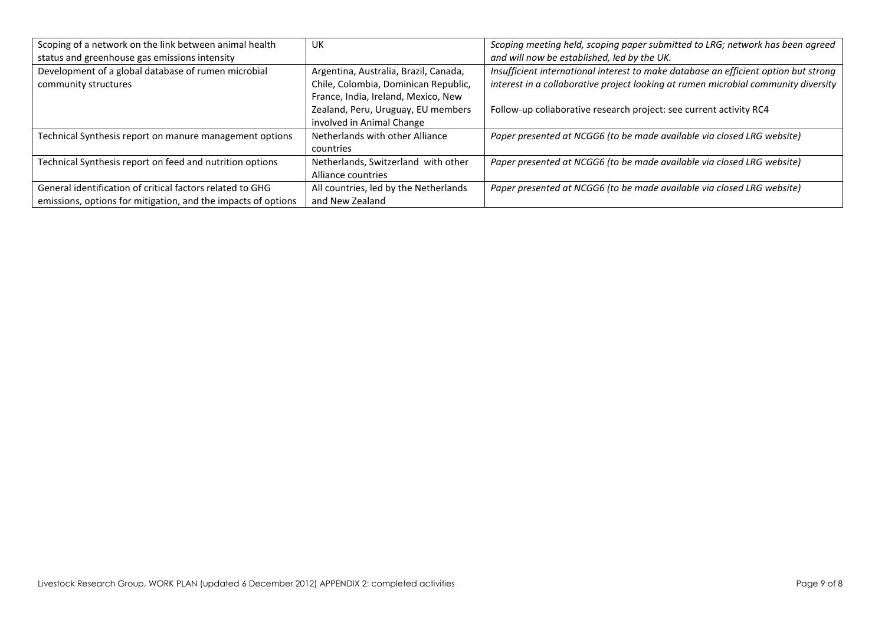| | | |
|---|---|---|
| Scoping of a network on the link between animal health status and greenhouse gas emissions intensity | UK | *Scoping meeting held, scoping paper submitted to LRG; network has been agreed and will now be established, led by the UK.* |
| Development of a global database of rumen microbial community structures | Argentina, Australia, Brazil, Canada, Chile, Colombia, Dominican Republic, France, India, Ireland, Mexico, New Zealand, Peru, Uruguay, EU members involved in Animal Change | *Insufficient international interest to make database an efficient option but strong interest in a collaborative project looking at rumen microbial community diversity*<br><br>Follow-up collaborative research project: see current activity RC4 |
| Technical Synthesis report on manure management options | Netherlands with other Alliance countries | *Paper presented at NCGG6 (to be made available via closed LRG website)* |
| Technical Synthesis report on feed and nutrition options | Netherlands, Switzerland with other Alliance countries | *Paper presented at NCGG6 (to be made available via closed LRG website)* |
| General identification of critical factors related to GHG emissions, options for mitigation, and the impacts of options | All countries, led by the Netherlands and New Zealand | *Paper presented at NCGG6 (to be made available via closed LRG website)* |